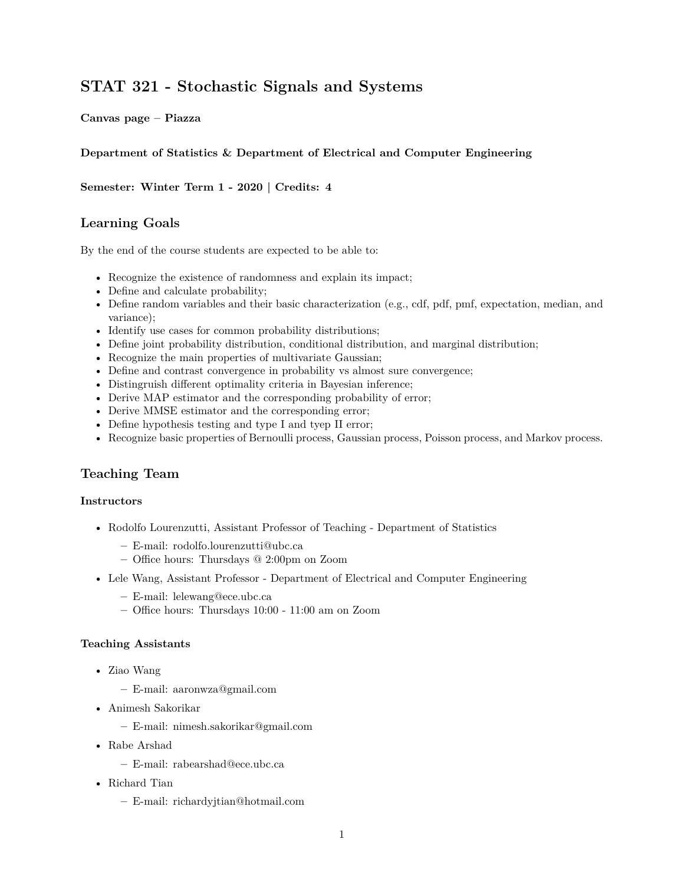# STAT 321 - Stochastic Signals and Systems

**Canvas page – Piazza**

**Department of Statistics & Department of Electrical and Computer Engineering**

**Semester: Winter Term 1 - 2020 | Credits: 4**

## Learning Goals

By the end of the course students are expected to be able to:

- Recognize the existence of randomness and explain its impact;
- Define and calculate probability;
- Define random variables and their basic characterization (e.g., cdf, pdf, pmf, expectation, median, and variance);
- Identify use cases for common probability distributions;
- Define joint probability distribution, conditional distribution, and marginal distribution;
- Recognize the main properties of multivariate Gaussian;
- Define and contrast convergence in probability vs almost sure convergence;
- Distringuish different optimality criteria in Bayesian inference;
- Derive MAP estimator and the corresponding probability of error;
- Derive MMSE estimator and the corresponding error;
- Define hypothesis testing and type I and tyep II error;
- Recognize basic properties of Bernoulli process, Gaussian process, Poisson process, and Markov process.

## Teaching Team

### Instructors

- Rodolfo Lourenzutti, Assistant Professor of Teaching - Department of Statistics
  - E-mail: rodolfo.lourenzutti@ubc.ca
  - Office hours: Thursdays @ 2:00pm on Zoom
- Lele Wang, Assistant Professor - Department of Electrical and Computer Engineering
  - E-mail: lelewang@ece.ubc.ca
  - Office hours: Thursdays 10:00 - 11:00 am on Zoom

### Teaching Assistants

- Ziao Wang
  - E-mail: aaronwza@gmail.com
- Animesh Sakorikar
  - E-mail: nimesh.sakorikar@gmail.com
- Rabe Arshad
  - E-mail: rabearshad@ece.ubc.ca
- Richard Tian
  - E-mail: richardyjtian@hotmail.com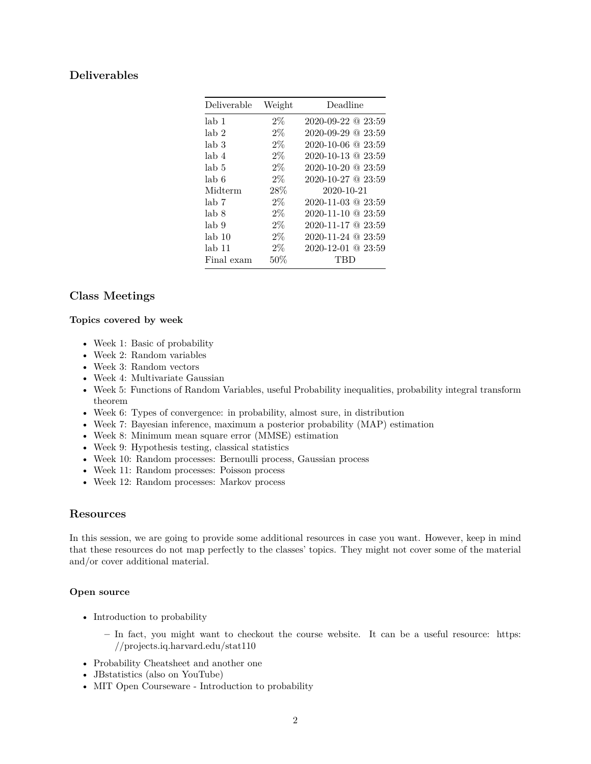## Deliverables

| Deliverable | Weight | Deadline |
|---|---|---|
| lab 1 | 2% | 2020-09-22 @ 23:59 |
| lab 2 | 2% | 2020-09-29 @ 23:59 |
| lab 3 | 2% | 2020-10-06 @ 23:59 |
| lab 4 | 2% | 2020-10-13 @ 23:59 |
| lab 5 | 2% | 2020-10-20 @ 23:59 |
| lab 6 | 2% | 2020-10-27 @ 23:59 |
| Midterm | 28% | 2020-10-21 |
| lab 7 | 2% | 2020-11-03 @ 23:59 |
| lab 8 | 2% | 2020-11-10 @ 23:59 |
| lab 9 | 2% | 2020-11-17 @ 23:59 |
| lab 10 | 2% | 2020-11-24 @ 23:59 |
| lab 11 | 2% | 2020-12-01 @ 23:59 |
| Final exam | 50% | TBD |

## Class Meetings

#### Topics covered by week

- Week 1: Basic of probability
- Week 2: Random variables
- Week 3: Random vectors
- Week 4: Multivariate Gaussian
- Week 5: Functions of Random Variables, useful Probability inequalities, probability integral transform theorem
- Week 6: Types of convergence: in probability, almost sure, in distribution
- Week 7: Bayesian inference, maximum a posterior probability (MAP) estimation
- Week 8: Minimum mean square error (MMSE) estimation
- Week 9: Hypothesis testing, classical statistics
- Week 10: Random processes: Bernoulli process, Gaussian process
- Week 11: Random processes: Poisson process
- Week 12: Random processes: Markov process

## Resources

In this session, we are going to provide some additional resources in case you want. However, keep in mind that these resources do not map perfectly to the classes' topics. They might not cover some of the material and/or cover additional material.

#### Open source

- Introduction to probability
  - In fact, you might want to checkout the course website. It can be a useful resource: https://projects.iq.harvard.edu/stat110
- Probability Cheatsheet and another one
- JBstatistics (also on YouTube)
- MIT Open Courseware - Introduction to probability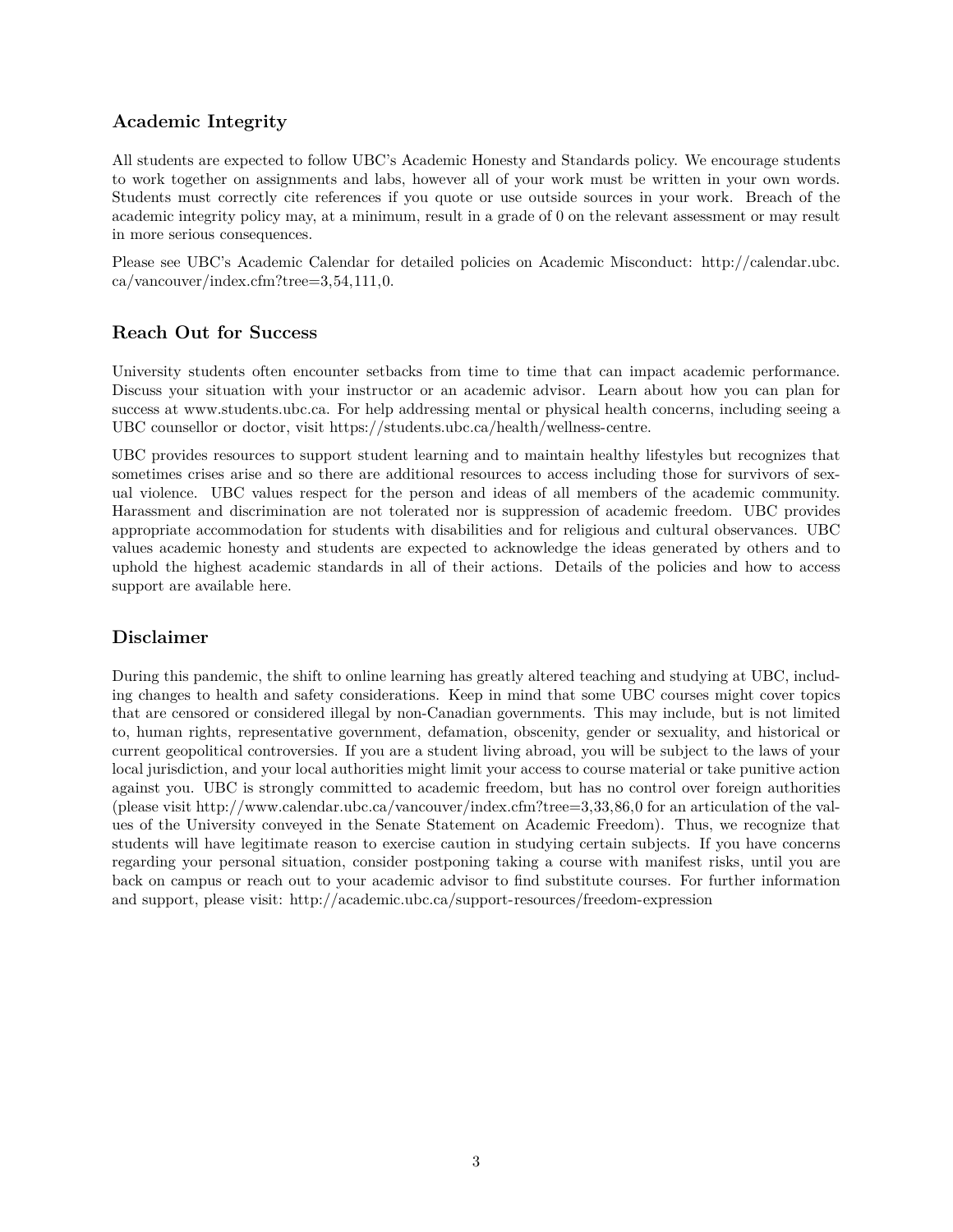## Academic Integrity

All students are expected to follow UBC's Academic Honesty and Standards policy. We encourage students to work together on assignments and labs, however all of your work must be written in your own words. Students must correctly cite references if you quote or use outside sources in your work. Breach of the academic integrity policy may, at a minimum, result in a grade of 0 on the relevant assessment or may result in more serious consequences.

Please see UBC's Academic Calendar for detailed policies on Academic Misconduct: http://calendar.ubc.ca/vancouver/index.cfm?tree=3,54,111,0.

## Reach Out for Success

University students often encounter setbacks from time to time that can impact academic performance. Discuss your situation with your instructor or an academic advisor. Learn about how you can plan for success at www.students.ubc.ca. For help addressing mental or physical health concerns, including seeing a UBC counsellor or doctor, visit https://students.ubc.ca/health/wellness-centre.

UBC provides resources to support student learning and to maintain healthy lifestyles but recognizes that sometimes crises arise and so there are additional resources to access including those for survivors of sexual violence. UBC values respect for the person and ideas of all members of the academic community. Harassment and discrimination are not tolerated nor is suppression of academic freedom. UBC provides appropriate accommodation for students with disabilities and for religious and cultural observances. UBC values academic honesty and students are expected to acknowledge the ideas generated by others and to uphold the highest academic standards in all of their actions. Details of the policies and how to access support are available here.

## Disclaimer

During this pandemic, the shift to online learning has greatly altered teaching and studying at UBC, including changes to health and safety considerations. Keep in mind that some UBC courses might cover topics that are censored or considered illegal by non-Canadian governments. This may include, but is not limited to, human rights, representative government, defamation, obscenity, gender or sexuality, and historical or current geopolitical controversies. If you are a student living abroad, you will be subject to the laws of your local jurisdiction, and your local authorities might limit your access to course material or take punitive action against you. UBC is strongly committed to academic freedom, but has no control over foreign authorities (please visit http://www.calendar.ubc.ca/vancouver/index.cfm?tree=3,33,86,0 for an articulation of the values of the University conveyed in the Senate Statement on Academic Freedom). Thus, we recognize that students will have legitimate reason to exercise caution in studying certain subjects. If you have concerns regarding your personal situation, consider postponing taking a course with manifest risks, until you are back on campus or reach out to your academic advisor to find substitute courses. For further information and support, please visit: http://academic.ubc.ca/support-resources/freedom-expression